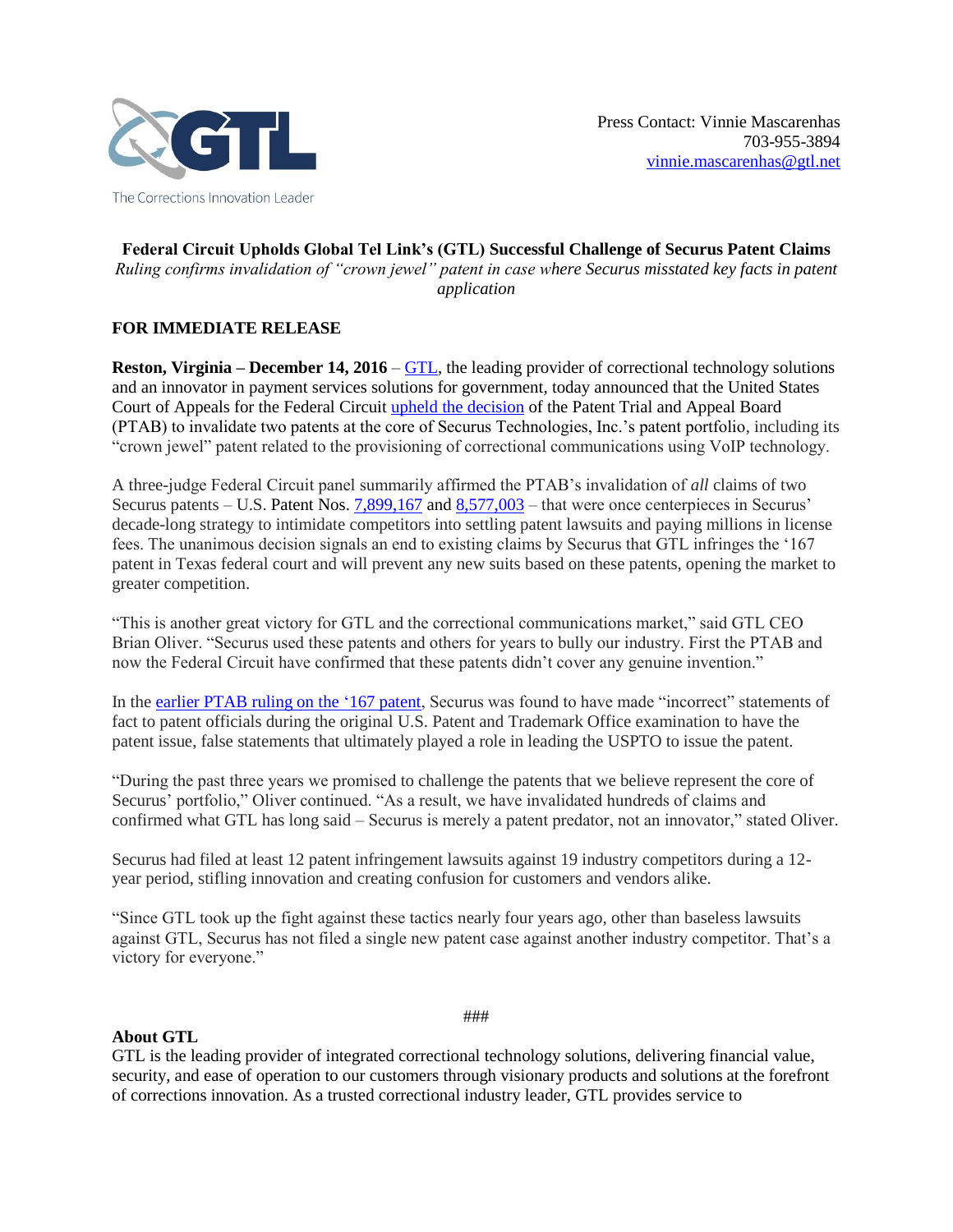GTL

The Corrections Innovation Leader

Press Contact: Vinnie Mascarenhas
703-955-3894
vinnie.mascarenhas@gtl.net

**Federal Circuit Upholds Global Tel Link's (GTL) Successful Challenge of Securus Patent Claims**

*Ruling confirms invalidation of "crown jewel" patent in case where Securus misstated key facts in patent application*

**FOR IMMEDIATE RELEASE**

**Reston, Virginia – December 14, 2016** – GTL, the leading provider of correctional technology solutions and an innovator in payment services solutions for government, today announced that the United States Court of Appeals for the Federal Circuit upheld the decision of the Patent Trial and Appeal Board (PTAB) to invalidate two patents at the core of Securus Technologies, Inc.'s patent portfolio, including its "crown jewel" patent related to the provisioning of correctional communications using VoIP technology.

A three-judge Federal Circuit panel summarily affirmed the PTAB's invalidation of *all* claims of two Securus patents – U.S. Patent Nos. 7,899,167 and 8,577,003 – that were once centerpieces in Securus' decade-long strategy to intimidate competitors into settling patent lawsuits and paying millions in license fees. The unanimous decision signals an end to existing claims by Securus that GTL infringes the '167 patent in Texas federal court and will prevent any new suits based on these patents, opening the market to greater competition.

"This is another great victory for GTL and the correctional communications market," said GTL CEO Brian Oliver. "Securus used these patents and others for years to bully our industry. First the PTAB and now the Federal Circuit have confirmed that these patents didn't cover any genuine invention."

In the earlier PTAB ruling on the '167 patent, Securus was found to have made "incorrect" statements of fact to patent officials during the original U.S. Patent and Trademark Office examination to have the patent issue, false statements that ultimately played a role in leading the USPTO to issue the patent.

"During the past three years we promised to challenge the patents that we believe represent the core of Securus' portfolio," Oliver continued. "As a result, we have invalidated hundreds of claims and confirmed what GTL has long said – Securus is merely a patent predator, not an innovator," stated Oliver.

Securus had filed at least 12 patent infringement lawsuits against 19 industry competitors during a 12-year period, stifling innovation and creating confusion for customers and vendors alike.

"Since GTL took up the fight against these tactics nearly four years ago, other than baseless lawsuits against GTL, Securus has not filed a single new patent case against another industry competitor. That's a victory for everyone."

###

**About GTL**

GTL is the leading provider of integrated correctional technology solutions, delivering financial value, security, and ease of operation to our customers through visionary products and solutions at the forefront of corrections innovation. As a trusted correctional industry leader, GTL provides service to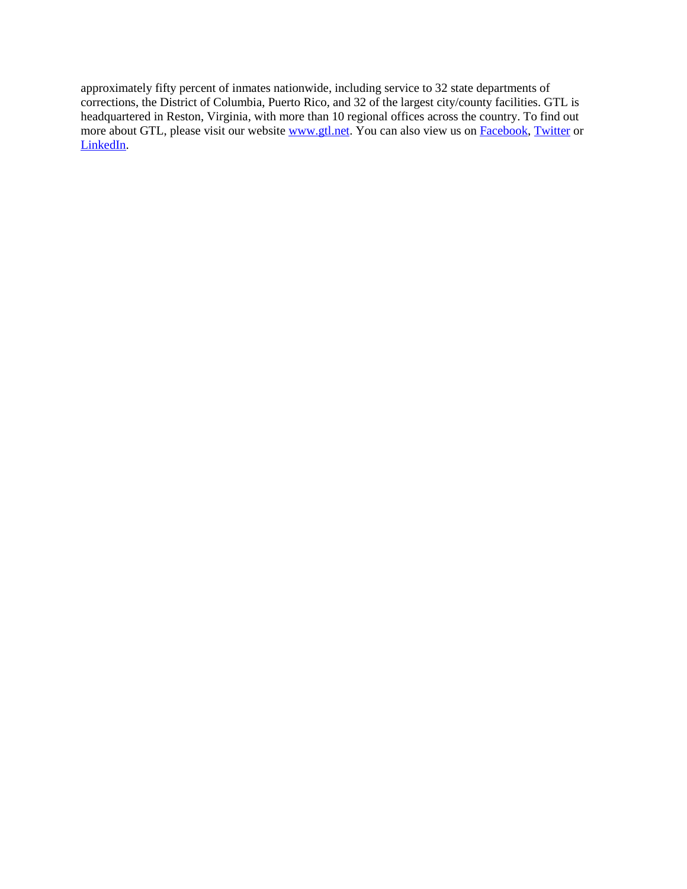approximately fifty percent of inmates nationwide, including service to 32 state departments of corrections, the District of Columbia, Puerto Rico, and 32 of the largest city/county facilities. GTL is headquartered in Reston, Virginia, with more than 10 regional offices across the country. To find out more about GTL, please visit our website [www.gtl.net](http://www.gtl.net). You can also view us on Facebook, Twitter or LinkedIn.